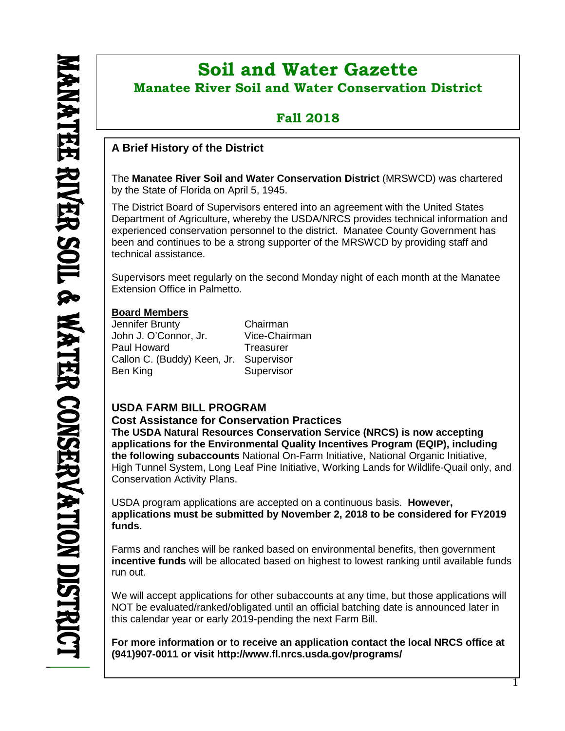# Soil and Water Gazette

## Manatee River Soil and Water Conservation District

## Fall 2018

MANATEE RIVER SOIL & WATER CONSERVATION DISTRICT

### A Brief History of the District

The **Manatee River Soil and Water Conservation District** (MRSWCD) was chartered by the State of Florida on April 5, 1945.

The District Board of Supervisors entered into an agreement with the United States Department of Agriculture, whereby the USDA/NRCS provides technical information and experienced conservation personnel to the district. Manatee County Government has been and continues to be a strong supporter of the MRSWCD by providing staff and technical assistance.

Supervisors meet regularly on the second Monday night of each month at the Manatee Extension Office in Palmetto.

**Board Members**

| | |
|---|---|
| Jennifer Brunty | Chairman |
| John J. O'Connor, Jr. | Vice-Chairman |
| Paul Howard | Treasurer |
| Callon C. (Buddy) Keen, Jr. | Supervisor |
| Ben King | Supervisor |

### USDA FARM BILL PROGRAM

**Cost Assistance for Conservation Practices**

**The USDA Natural Resources Conservation Service (NRCS) is now accepting applications for the Environmental Quality Incentives Program (EQIP), including the following subaccounts** National On-Farm Initiative, National Organic Initiative, High Tunnel System, Long Leaf Pine Initiative, Working Lands for Wildlife-Quail only, and Conservation Activity Plans.

USDA program applications are accepted on a continuous basis. **However, applications must be submitted by November 2, 2018 to be considered for FY2019 funds.**

Farms and ranches will be ranked based on environmental benefits, then government **incentive funds** will be allocated based on highest to lowest ranking until available funds run out.

We will accept applications for other subaccounts at any time, but those applications will NOT be evaluated/ranked/obligated until an official batching date is announced later in this calendar year or early 2019-pending the next Farm Bill.

**For more information or to receive an application contact the local NRCS office at (941)907-0011 or visit http://www.fl.nrcs.usda.gov/programs/**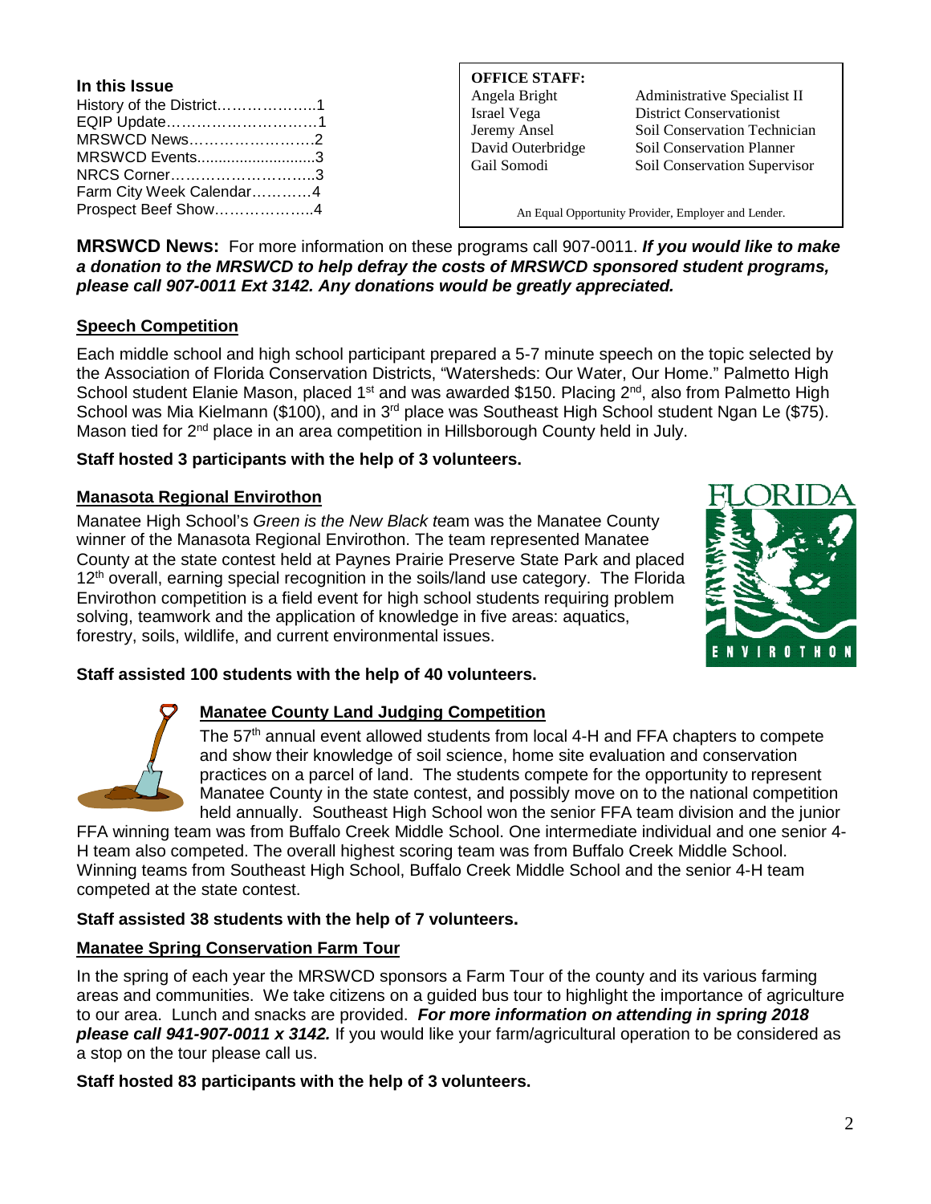**In this Issue**

- History of the District……………….1
- EQIP Update…………………………1
- MRSWCD News…………………….2
- MRSWCD Events............................3
- NRCS Corner………………………..3
- Farm City Week Calendar…………4
- Prospect Beef Show………………..4

**OFFICE STAFF:**

| Name | Title |
|---|---|
| Angela Bright | Administrative Specialist II |
| Israel Vega | District Conservationist |
| Jeremy Ansel | Soil Conservation Technician |
| David Outerbridge | Soil Conservation Planner |
| Gail Somodi | Soil Conservation Supervisor |

An Equal Opportunity Provider, Employer and Lender.

**MRSWCD News:** For more information on these programs call 907-0011. ***If you would like to make a donation to the MRSWCD to help defray the costs of MRSWCD sponsored student programs, please call 907-0011 Ext 3142. Any donations would be greatly appreciated.***

## Speech Competition

Each middle school and high school participant prepared a 5-7 minute speech on the topic selected by the Association of Florida Conservation Districts, "Watersheds: Our Water, Our Home." Palmetto High School student Elanie Mason, placed 1st and was awarded $150. Placing 2nd, also from Palmetto High School was Mia Kielmann ($100), and in 3rd place was Southeast High School student Ngan Le ($75). Mason tied for 2nd place in an area competition in Hillsborough County held in July.

**Staff hosted 3 participants with the help of 3 volunteers.**

## Manasota Regional Envirothon

Manatee High School's *Green is the New Black t*eam was the Manatee County winner of the Manasota Regional Envirothon. The team represented Manatee County at the state contest held at Paynes Prairie Preserve State Park and placed 12th overall, earning special recognition in the soils/land use category. The Florida Envirothon competition is a field event for high school students requiring problem solving, teamwork and the application of knowledge in five areas: aquatics, forestry, soils, wildlife, and current environmental issues.

**Staff assisted 100 students with the help of 40 volunteers.**

## Manatee County Land Judging Competition

The 57th annual event allowed students from local 4-H and FFA chapters to compete and show their knowledge of soil science, home site evaluation and conservation practices on a parcel of land. The students compete for the opportunity to represent Manatee County in the state contest, and possibly move on to the national competition held annually. Southeast High School won the senior FFA team division and the junior FFA winning team was from Buffalo Creek Middle School. One intermediate individual and one senior 4-H team also competed. The overall highest scoring team was from Buffalo Creek Middle School. Winning teams from Southeast High School, Buffalo Creek Middle School and the senior 4-H team competed at the state contest.

**Staff assisted 38 students with the help of 7 volunteers.**

## Manatee Spring Conservation Farm Tour

In the spring of each year the MRSWCD sponsors a Farm Tour of the county and its various farming areas and communities. We take citizens on a guided bus tour to highlight the importance of agriculture to our area. Lunch and snacks are provided. ***For more information on attending in spring 2018 please call 941-907-0011 x 3142.*** If you would like your farm/agricultural operation to be considered as a stop on the tour please call us.

**Staff hosted 83 participants with the help of 3 volunteers.**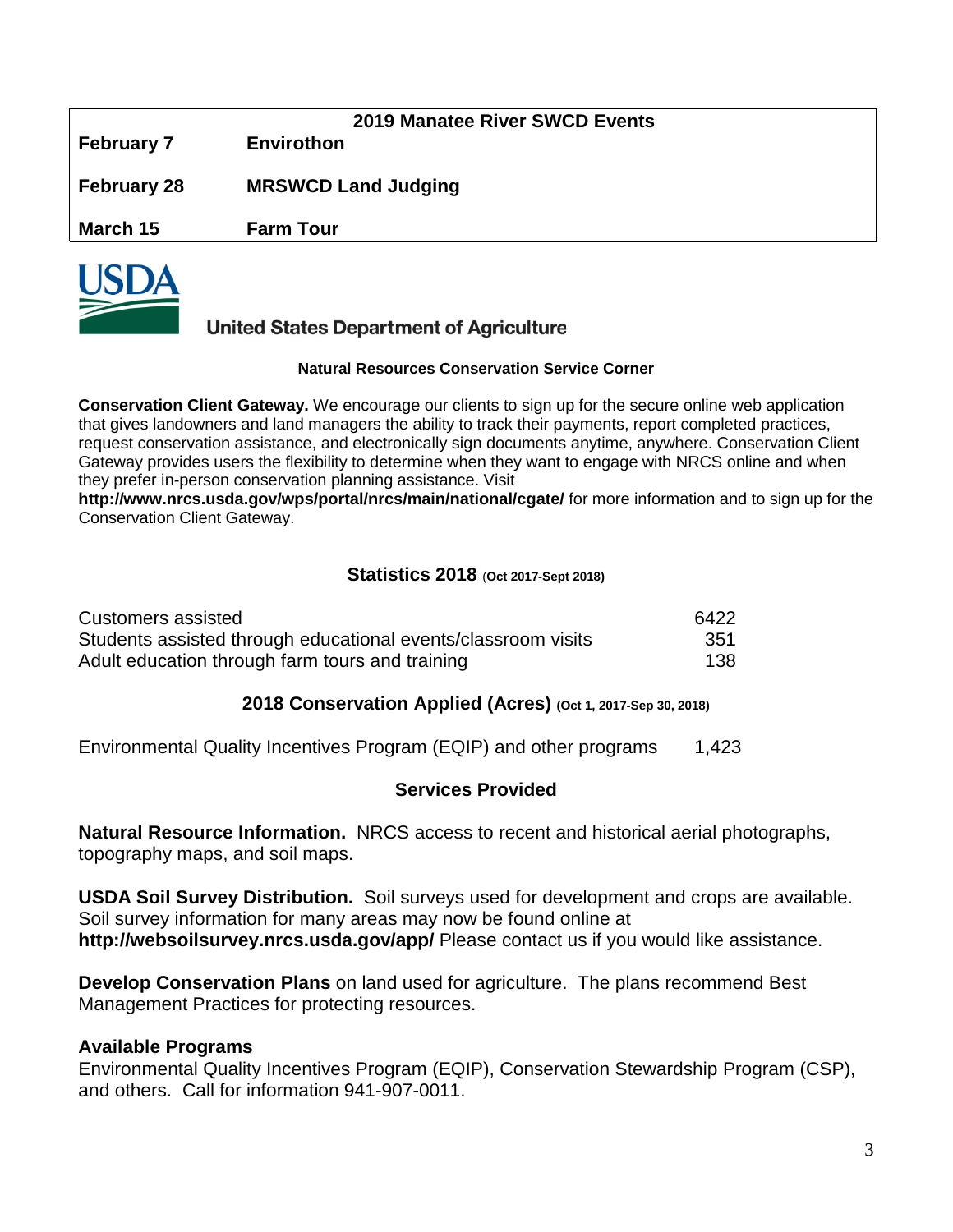| 2019 Manatee River SWCD Events | |
|---|---|
| **February 7** | **Envirothon** |
| **February 28** | **MRSWCD Land Judging** |
| **March 15** | **Farm Tour** |

**United States Department of Agriculture**

#### Natural Resources Conservation Service Corner

**Conservation Client Gateway.** We encourage our clients to sign up for the secure online web application that gives landowners and land managers the ability to track their payments, report completed practices, request conservation assistance, and electronically sign documents anytime, anywhere. Conservation Client Gateway provides users the flexibility to determine when they want to engage with NRCS online and when they prefer in-person conservation planning assistance. Visit **http://www.nrcs.usda.gov/wps/portal/nrcs/main/national/cgate/** for more information and to sign up for the Conservation Client Gateway.

### Statistics 2018 (Oct 2017-Sept 2018)

| | |
|---|---|
| Customers assisted | 6422 |
| Students assisted through educational events/classroom visits | 351 |
| Adult education through farm tours and training | 138 |

### 2018 Conservation Applied (Acres) (Oct 1, 2017-Sep 30, 2018)

| | |
|---|---|
| Environmental Quality Incentives Program (EQIP) and other programs | 1,423 |

### Services Provided

**Natural Resource Information.** NRCS access to recent and historical aerial photographs, topography maps, and soil maps.

**USDA Soil Survey Distribution.** Soil surveys used for development and crops are available. Soil survey information for many areas may now be found online at **http://websoilsurvey.nrcs.usda.gov/app/** Please contact us if you would like assistance.

**Develop Conservation Plans** on land used for agriculture. The plans recommend Best Management Practices for protecting resources.

**Available Programs**
Environmental Quality Incentives Program (EQIP), Conservation Stewardship Program (CSP), and others. Call for information 941-907-0011.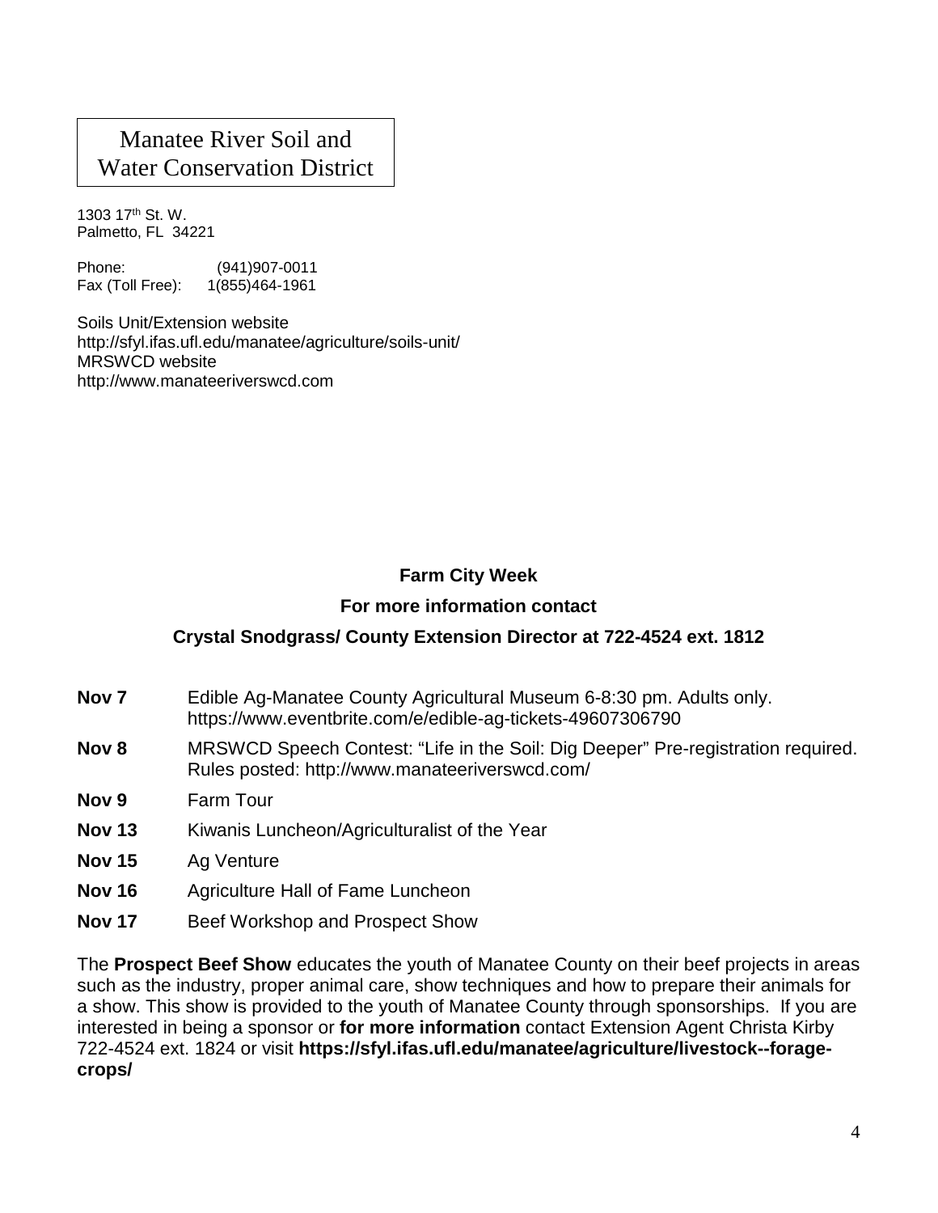# Manatee River Soil and Water Conservation District

1303 17th St. W.
Palmetto, FL 34221

Phone: (941)907-0011
Fax (Toll Free): 1(855)464-1961

Soils Unit/Extension website
http://sfyl.ifas.ufl.edu/manatee/agriculture/soils-unit/
MRSWCD website
http://www.manateeriverswcd.com

**Farm City Week**

**For more information contact**

**Crystal Snodgrass/ County Extension Director at 722-4524 ext. 1812**

| | |
|---|---|
| **Nov 7** | Edible Ag-Manatee County Agricultural Museum 6-8:30 pm. Adults only. https://www.eventbrite.com/e/edible-ag-tickets-49607306790 |
| **Nov 8** | MRSWCD Speech Contest: "Life in the Soil: Dig Deeper" Pre-registration required. Rules posted: http://www.manateeriverswcd.com/ |
| **Nov 9** | Farm Tour |
| **Nov 13** | Kiwanis Luncheon/Agriculturalist of the Year |
| **Nov 15** | Ag Venture |
| **Nov 16** | Agriculture Hall of Fame Luncheon |
| **Nov 17** | Beef Workshop and Prospect Show |

The **Prospect Beef Show** educates the youth of Manatee County on their beef projects in areas such as the industry, proper animal care, show techniques and how to prepare their animals for a show. This show is provided to the youth of Manatee County through sponsorships. If you are interested in being a sponsor or **for more information** contact Extension Agent Christa Kirby 722-4524 ext. 1824 or visit **https://sfyl.ifas.ufl.edu/manatee/agriculture/livestock--forage-crops/**